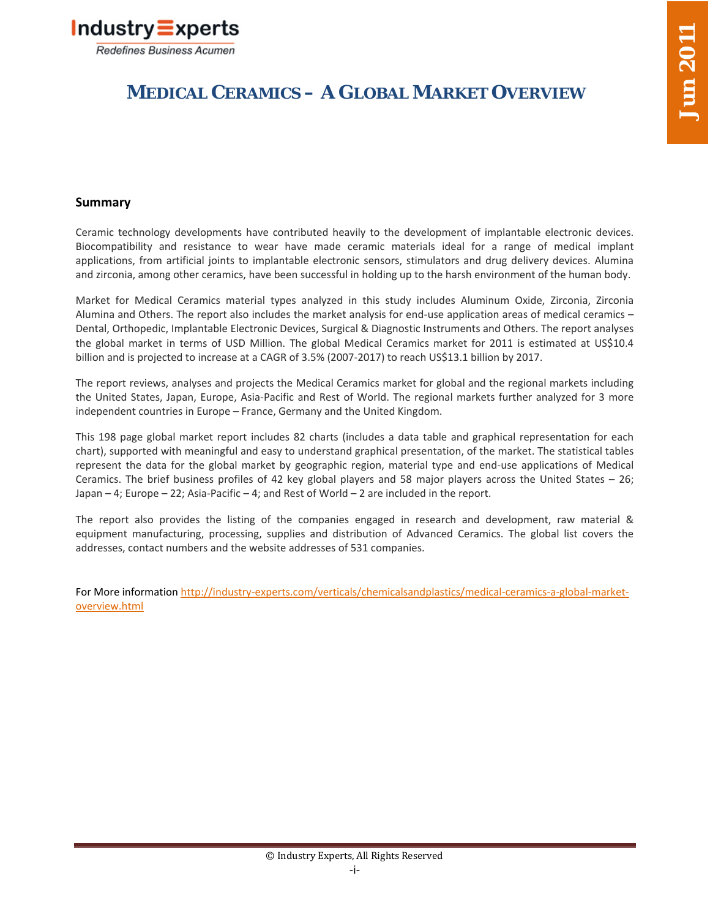# MEDICAL CERAMICS – A GLOBAL MARKET OVERVIEW

## Summary

Ceramic technology developments have contributed heavily to the development of implantable electronic devices. Biocompatibility and resistance to wear have made ceramic materials ideal for a range of medical implant applications, from artificial joints to implantable electronic sensors, stimulators and drug delivery devices. Alumina and zirconia, among other ceramics, have been successful in holding up to the harsh environment of the human body.

Market for Medical Ceramics material types analyzed in this study includes Aluminum Oxide, Zirconia, Zirconia Alumina and Others. The report also includes the market analysis for end-use application areas of medical ceramics – Dental, Orthopedic, Implantable Electronic Devices, Surgical & Diagnostic Instruments and Others. The report analyses the global market in terms of USD Million. The global Medical Ceramics market for 2011 is estimated at US$10.4 billion and is projected to increase at a CAGR of 3.5% (2007-2017) to reach US$13.1 billion by 2017.

The report reviews, analyses and projects the Medical Ceramics market for global and the regional markets including the United States, Japan, Europe, Asia-Pacific and Rest of World. The regional markets further analyzed for 3 more independent countries in Europe – France, Germany and the United Kingdom.

This 198 page global market report includes 82 charts (includes a data table and graphical representation for each chart), supported with meaningful and easy to understand graphical presentation, of the market. The statistical tables represent the data for the global market by geographic region, material type and end-use applications of Medical Ceramics. The brief business profiles of 42 key global players and 58 major players across the United States – 26; Japan – 4; Europe – 22; Asia-Pacific – 4; and Rest of World – 2 are included in the report.

The report also provides the listing of the companies engaged in research and development, raw material & equipment manufacturing, processing, supplies and distribution of Advanced Ceramics. The global list covers the addresses, contact numbers and the website addresses of 531 companies.

For More information http://industry-experts.com/verticals/chemicalsandplastics/medical-ceramics-a-global-market-overview.html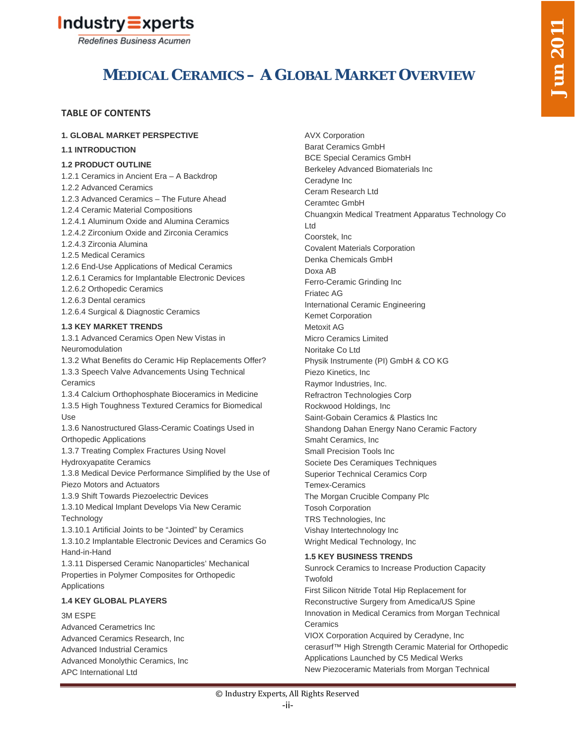# MEDICAL CERAMICS – A GLOBAL MARKET OVERVIEW

## TABLE OF CONTENTS

**1. GLOBAL MARKET PERSPECTIVE**

**1.1 INTRODUCTION**

**1.2 PRODUCT OUTLINE**

1.2.1 Ceramics in Ancient Era – A Backdrop
1.2.2 Advanced Ceramics
1.2.3 Advanced Ceramics – The Future Ahead
1.2.4 Ceramic Material Compositions
1.2.4.1 Aluminum Oxide and Alumina Ceramics
1.2.4.2 Zirconium Oxide and Zirconia Ceramics
1.2.4.3 Zirconia Alumina
1.2.5 Medical Ceramics
1.2.6 End-Use Applications of Medical Ceramics
1.2.6.1 Ceramics for Implantable Electronic Devices
1.2.6.2 Orthopedic Ceramics
1.2.6.3 Dental ceramics
1.2.6.4 Surgical & Diagnostic Ceramics

**1.3 KEY MARKET TRENDS**

1.3.1 Advanced Ceramics Open New Vistas in Neuromodulation
1.3.2 What Benefits do Ceramic Hip Replacements Offer?
1.3.3 Speech Valve Advancements Using Technical Ceramics
1.3.4 Calcium Orthophosphate Bioceramics in Medicine
1.3.5 High Toughness Textured Ceramics for Biomedical Use
1.3.6 Nanostructured Glass-Ceramic Coatings Used in Orthopedic Applications
1.3.7 Treating Complex Fractures Using Novel Hydroxyapatite Ceramics
1.3.8 Medical Device Performance Simplified by the Use of Piezo Motors and Actuators
1.3.9 Shift Towards Piezoelectric Devices
1.3.10 Medical Implant Develops Via New Ceramic Technology
1.3.10.1 Artificial Joints to be "Jointed" by Ceramics
1.3.10.2 Implantable Electronic Devices and Ceramics Go Hand-in-Hand
1.3.11 Dispersed Ceramic Nanoparticles' Mechanical Properties in Polymer Composites for Orthopedic Applications

**1.4 KEY GLOBAL PLAYERS**

3M ESPE
Advanced Cerametrics Inc
Advanced Ceramics Research, Inc
Advanced Industrial Ceramics
Advanced Monolythic Ceramics, Inc
APC International Ltd
AVX Corporation
Barat Ceramics GmbH
BCE Special Ceramics GmbH
Berkeley Advanced Biomaterials Inc
Ceradyne Inc
Ceram Research Ltd
Ceramtec GmbH
Chuangxin Medical Treatment Apparatus Technology Co Ltd
Coorstek, Inc
Covalent Materials Corporation
Denka Chemicals GmbH
Doxa AB
Ferro-Ceramic Grinding Inc
Friatec AG
International Ceramic Engineering
Kemet Corporation
Metoxit AG
Micro Ceramics Limited
Noritake Co Ltd
Physik Instrumente (PI) GmbH & CO KG
Piezo Kinetics, Inc
Raymor Industries, Inc.
Refractron Technologies Corp
Rockwood Holdings, Inc
Saint-Gobain Ceramics & Plastics Inc
Shandong Dahan Energy Nano Ceramic Factory
Smaht Ceramics, Inc
Small Precision Tools Inc
Societe Des Ceramiques Techniques
Superior Technical Ceramics Corp
Temex-Ceramics
The Morgan Crucible Company Plc
Tosoh Corporation
TRS Technologies, Inc
Vishay Intertechnology Inc
Wright Medical Technology, Inc

**1.5 KEY BUSINESS TRENDS**

Sunrock Ceramics to Increase Production Capacity Twofold
First Silicon Nitride Total Hip Replacement for Reconstructive Surgery from Amedica/US Spine
Innovation in Medical Ceramics from Morgan Technical Ceramics
VIOX Corporation Acquired by Ceradyne, Inc
cerasurf™ High Strength Ceramic Material for Orthopedic Applications Launched by C5 Medical Werks
New Piezoceramic Materials from Morgan Technical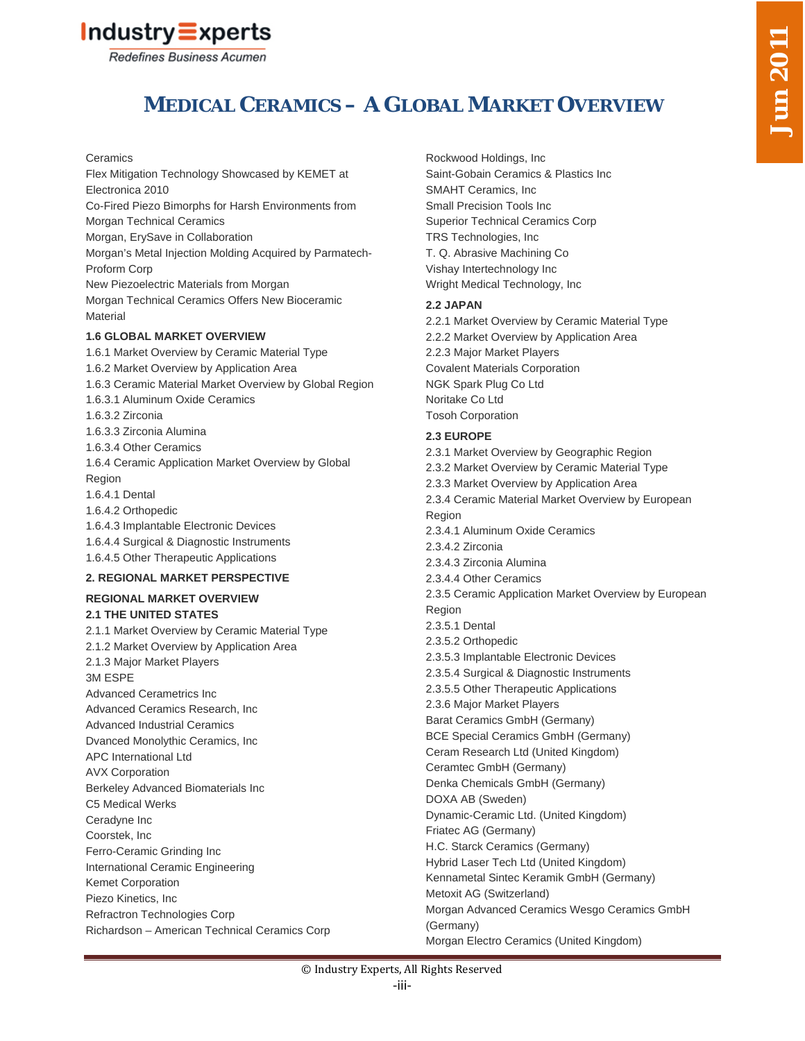Ceramics
Flex Mitigation Technology Showcased by KEMET at Electronica 2010
Co-Fired Piezo Bimorphs for Harsh Environments from Morgan Technical Ceramics
Morgan, ErySave in Collaboration
Morgan's Metal Injection Molding Acquired by Parmatech-Proform Corp
New Piezoelectric Materials from Morgan
Morgan Technical Ceramics Offers New Bioceramic Material

**1.6 GLOBAL MARKET OVERVIEW**

1.6.1 Market Overview by Ceramic Material Type
1.6.2 Market Overview by Application Area
1.6.3 Ceramic Material Market Overview by Global Region
1.6.3.1 Aluminum Oxide Ceramics
1.6.3.2 Zirconia
1.6.3.3 Zirconia Alumina
1.6.3.4 Other Ceramics
1.6.4 Ceramic Application Market Overview by Global Region
1.6.4.1 Dental
1.6.4.2 Orthopedic
1.6.4.3 Implantable Electronic Devices
1.6.4.4 Surgical & Diagnostic Instruments
1.6.4.5 Other Therapeutic Applications

**2. REGIONAL MARKET PERSPECTIVE**

**REGIONAL MARKET OVERVIEW**

**2.1 THE UNITED STATES**

2.1.1 Market Overview by Ceramic Material Type
2.1.2 Market Overview by Application Area
2.1.3 Major Market Players
3M ESPE
Advanced Cerametrics Inc
Advanced Ceramics Research, Inc
Advanced Industrial Ceramics
Dvanced Monolythic Ceramics, Inc
APC International Ltd
AVX Corporation
Berkeley Advanced Biomaterials Inc
C5 Medical Werks
Ceradyne Inc
Coorstek, Inc
Ferro-Ceramic Grinding Inc
International Ceramic Engineering
Kemet Corporation
Piezo Kinetics, Inc
Refractron Technologies Corp
Richardson – American Technical Ceramics Corp
Rockwood Holdings, Inc
Saint-Gobain Ceramics & Plastics Inc
SMAHT Ceramics, Inc
Small Precision Tools Inc
Superior Technical Ceramics Corp
TRS Technologies, Inc
T. Q. Abrasive Machining Co
Vishay Intertechnology Inc
Wright Medical Technology, Inc

**2.2 JAPAN**

2.2.1 Market Overview by Ceramic Material Type
2.2.2 Market Overview by Application Area
2.2.3 Major Market Players
Covalent Materials Corporation
NGK Spark Plug Co Ltd
Noritake Co Ltd
Tosoh Corporation

**2.3 EUROPE**

2.3.1 Market Overview by Geographic Region
2.3.2 Market Overview by Ceramic Material Type
2.3.3 Market Overview by Application Area
2.3.4 Ceramic Material Market Overview by European Region
2.3.4.1 Aluminum Oxide Ceramics
2.3.4.2 Zirconia
2.3.4.3 Zirconia Alumina
2.3.4.4 Other Ceramics
2.3.5 Ceramic Application Market Overview by European Region
2.3.5.1 Dental
2.3.5.2 Orthopedic
2.3.5.3 Implantable Electronic Devices
2.3.5.4 Surgical & Diagnostic Instruments
2.3.5.5 Other Therapeutic Applications
2.3.6 Major Market Players
Barat Ceramics GmbH (Germany)
BCE Special Ceramics GmbH (Germany)
Ceram Research Ltd (United Kingdom)
Ceramtec GmbH (Germany)
Denka Chemicals GmbH (Germany)
DOXA AB (Sweden)
Dynamic-Ceramic Ltd. (United Kingdom)
Friatec AG (Germany)
H.C. Starck Ceramics (Germany)
Hybrid Laser Tech Ltd (United Kingdom)
Kennametal Sintec Keramik GmbH (Germany)
Metoxit AG (Switzerland)
Morgan Advanced Ceramics Wesgo Ceramics GmbH (Germany)
Morgan Electro Ceramics (United Kingdom)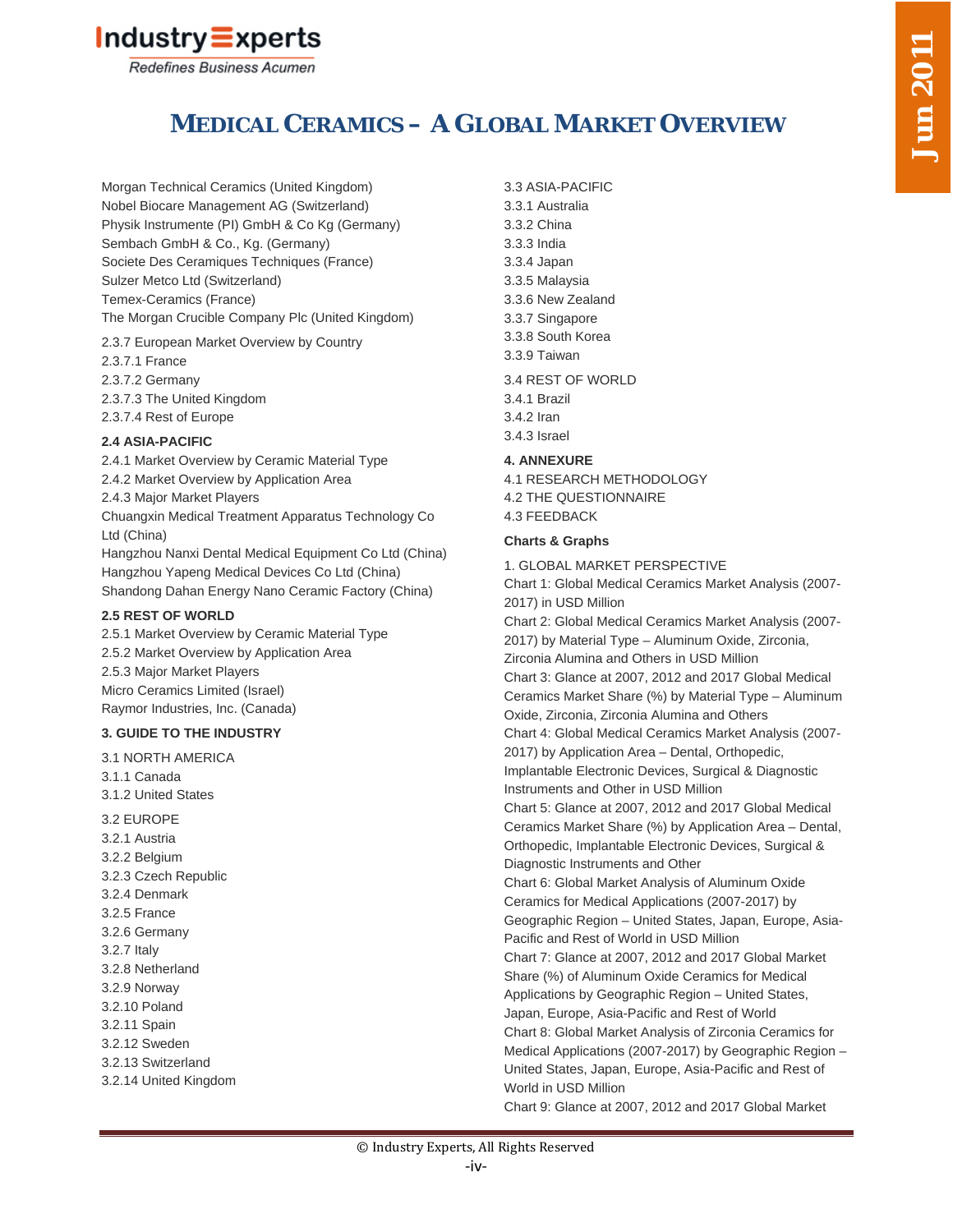Morgan Technical Ceramics (United Kingdom)
Nobel Biocare Management AG (Switzerland)
Physik Instrumente (PI) GmbH & Co Kg (Germany)
Sembach GmbH & Co., Kg. (Germany)
Societe Des Ceramiques Techniques (France)
Sulzer Metco Ltd (Switzerland)
Temex-Ceramics (France)
The Morgan Crucible Company Plc (United Kingdom)

2.3.7 European Market Overview by Country
2.3.7.1 France
2.3.7.2 Germany
2.3.7.3 The United Kingdom
2.3.7.4 Rest of Europe

**2.4 ASIA-PACIFIC**
2.4.1 Market Overview by Ceramic Material Type
2.4.2 Market Overview by Application Area
2.4.3 Major Market Players
Chuangxin Medical Treatment Apparatus Technology Co Ltd (China)
Hangzhou Nanxi Dental Medical Equipment Co Ltd (China)
Hangzhou Yapeng Medical Devices Co Ltd (China)
Shandong Dahan Energy Nano Ceramic Factory (China)

**2.5 REST OF WORLD**
2.5.1 Market Overview by Ceramic Material Type
2.5.2 Market Overview by Application Area
2.5.3 Major Market Players
Micro Ceramics Limited (Israel)
Raymor Industries, Inc. (Canada)

**3. GUIDE TO THE INDUSTRY**

3.1 NORTH AMERICA
3.1.1 Canada
3.1.2 United States

3.2 EUROPE
3.2.1 Austria
3.2.2 Belgium
3.2.3 Czech Republic
3.2.4 Denmark
3.2.5 France
3.2.6 Germany
3.2.7 Italy
3.2.8 Netherland
3.2.9 Norway
3.2.10 Poland
3.2.11 Spain
3.2.12 Sweden
3.2.13 Switzerland
3.2.14 United Kingdom

3.3 ASIA-PACIFIC
3.3.1 Australia
3.3.2 China
3.3.3 India
3.3.4 Japan
3.3.5 Malaysia
3.3.6 New Zealand
3.3.7 Singapore
3.3.8 South Korea
3.3.9 Taiwan

3.4 REST OF WORLD
3.4.1 Brazil
3.4.2 Iran
3.4.3 Israel

**4. ANNEXURE**
4.1 RESEARCH METHODOLOGY
4.2 THE QUESTIONNAIRE
4.3 FEEDBACK

**Charts & Graphs**

1. GLOBAL MARKET PERSPECTIVE
Chart 1: Global Medical Ceramics Market Analysis (2007-2017) in USD Million
Chart 2: Global Medical Ceramics Market Analysis (2007-2017) by Material Type – Aluminum Oxide, Zirconia, Zirconia Alumina and Others in USD Million
Chart 3: Glance at 2007, 2012 and 2017 Global Medical Ceramics Market Share (%) by Material Type – Aluminum Oxide, Zirconia, Zirconia Alumina and Others
Chart 4: Global Medical Ceramics Market Analysis (2007-2017) by Application Area – Dental, Orthopedic, Implantable Electronic Devices, Surgical & Diagnostic Instruments and Other in USD Million
Chart 5: Glance at 2007, 2012 and 2017 Global Medical Ceramics Market Share (%) by Application Area – Dental, Orthopedic, Implantable Electronic Devices, Surgical & Diagnostic Instruments and Other
Chart 6: Global Market Analysis of Aluminum Oxide Ceramics for Medical Applications (2007-2017) by Geographic Region – United States, Japan, Europe, Asia-Pacific and Rest of World in USD Million
Chart 7: Glance at 2007, 2012 and 2017 Global Market Share (%) of Aluminum Oxide Ceramics for Medical Applications by Geographic Region – United States, Japan, Europe, Asia-Pacific and Rest of World
Chart 8: Global Market Analysis of Zirconia Ceramics for Medical Applications (2007-2017) by Geographic Region – United States, Japan, Europe, Asia-Pacific and Rest of World in USD Million
Chart 9: Glance at 2007, 2012 and 2017 Global Market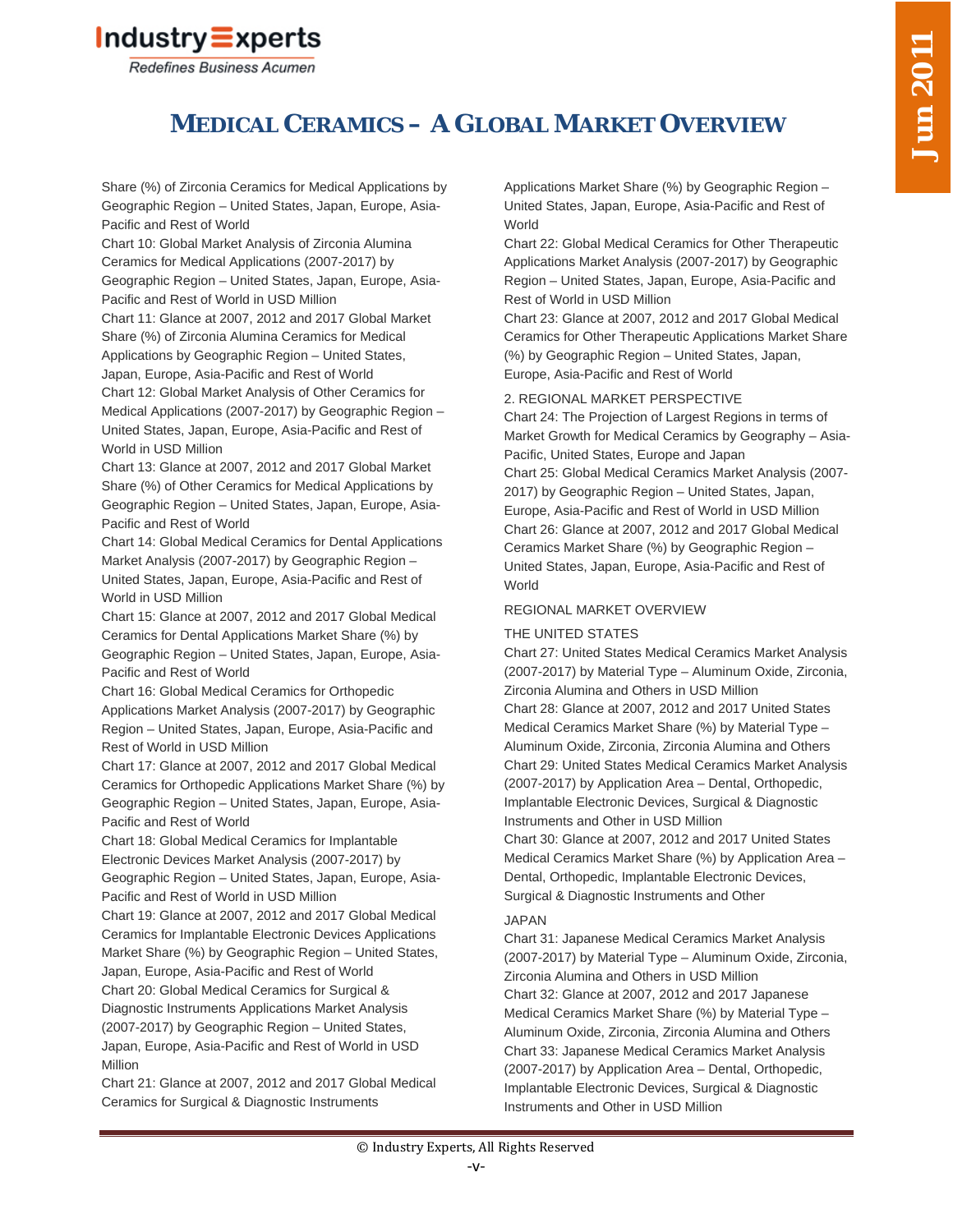Share (%) of Zirconia Ceramics for Medical Applications by Geographic Region – United States, Japan, Europe, Asia-Pacific and Rest of World

Chart 10: Global Market Analysis of Zirconia Alumina Ceramics for Medical Applications (2007-2017) by Geographic Region – United States, Japan, Europe, Asia-Pacific and Rest of World in USD Million

Chart 11: Glance at 2007, 2012 and 2017 Global Market Share (%) of Zirconia Alumina Ceramics for Medical Applications by Geographic Region – United States, Japan, Europe, Asia-Pacific and Rest of World

Chart 12: Global Market Analysis of Other Ceramics for Medical Applications (2007-2017) by Geographic Region – United States, Japan, Europe, Asia-Pacific and Rest of World in USD Million

Chart 13: Glance at 2007, 2012 and 2017 Global Market Share (%) of Other Ceramics for Medical Applications by Geographic Region – United States, Japan, Europe, Asia-Pacific and Rest of World

Chart 14: Global Medical Ceramics for Dental Applications Market Analysis (2007-2017) by Geographic Region – United States, Japan, Europe, Asia-Pacific and Rest of World in USD Million

Chart 15: Glance at 2007, 2012 and 2017 Global Medical Ceramics for Dental Applications Market Share (%) by Geographic Region – United States, Japan, Europe, Asia-Pacific and Rest of World

Chart 16: Global Medical Ceramics for Orthopedic Applications Market Analysis (2007-2017) by Geographic Region – United States, Japan, Europe, Asia-Pacific and Rest of World in USD Million

Chart 17: Glance at 2007, 2012 and 2017 Global Medical Ceramics for Orthopedic Applications Market Share (%) by Geographic Region – United States, Japan, Europe, Asia-Pacific and Rest of World

Chart 18: Global Medical Ceramics for Implantable Electronic Devices Market Analysis (2007-2017) by Geographic Region – United States, Japan, Europe, Asia-Pacific and Rest of World in USD Million

Chart 19: Glance at 2007, 2012 and 2017 Global Medical Ceramics for Implantable Electronic Devices Applications Market Share (%) by Geographic Region – United States, Japan, Europe, Asia-Pacific and Rest of World

Chart 20: Global Medical Ceramics for Surgical & Diagnostic Instruments Applications Market Analysis (2007-2017) by Geographic Region – United States, Japan, Europe, Asia-Pacific and Rest of World in USD Million

Chart 21: Glance at 2007, 2012 and 2017 Global Medical Ceramics for Surgical & Diagnostic Instruments Applications Market Share (%) by Geographic Region – United States, Japan, Europe, Asia-Pacific and Rest of World

Chart 22: Global Medical Ceramics for Other Therapeutic Applications Market Analysis (2007-2017) by Geographic Region – United States, Japan, Europe, Asia-Pacific and Rest of World in USD Million

Chart 23: Glance at 2007, 2012 and 2017 Global Medical Ceramics for Other Therapeutic Applications Market Share (%) by Geographic Region – United States, Japan, Europe, Asia-Pacific and Rest of World

2. REGIONAL MARKET PERSPECTIVE

Chart 24: The Projection of Largest Regions in terms of Market Growth for Medical Ceramics by Geography – Asia-Pacific, United States, Europe and Japan

Chart 25: Global Medical Ceramics Market Analysis (2007-2017) by Geographic Region – United States, Japan, Europe, Asia-Pacific and Rest of World in USD Million

Chart 26: Glance at 2007, 2012 and 2017 Global Medical Ceramics Market Share (%) by Geographic Region – United States, Japan, Europe, Asia-Pacific and Rest of World

REGIONAL MARKET OVERVIEW

THE UNITED STATES

Chart 27: United States Medical Ceramics Market Analysis (2007-2017) by Material Type – Aluminum Oxide, Zirconia, Zirconia Alumina and Others in USD Million

Chart 28: Glance at 2007, 2012 and 2017 United States Medical Ceramics Market Share (%) by Material Type – Aluminum Oxide, Zirconia, Zirconia Alumina and Others

Chart 29: United States Medical Ceramics Market Analysis (2007-2017) by Application Area – Dental, Orthopedic, Implantable Electronic Devices, Surgical & Diagnostic Instruments and Other in USD Million

Chart 30: Glance at 2007, 2012 and 2017 United States Medical Ceramics Market Share (%) by Application Area – Dental, Orthopedic, Implantable Electronic Devices, Surgical & Diagnostic Instruments and Other

JAPAN

Chart 31: Japanese Medical Ceramics Market Analysis (2007-2017) by Material Type – Aluminum Oxide, Zirconia, Zirconia Alumina and Others in USD Million

Chart 32: Glance at 2007, 2012 and 2017 Japanese Medical Ceramics Market Share (%) by Material Type – Aluminum Oxide, Zirconia, Zirconia Alumina and Others

Chart 33: Japanese Medical Ceramics Market Analysis (2007-2017) by Application Area – Dental, Orthopedic, Implantable Electronic Devices, Surgical & Diagnostic Instruments and Other in USD Million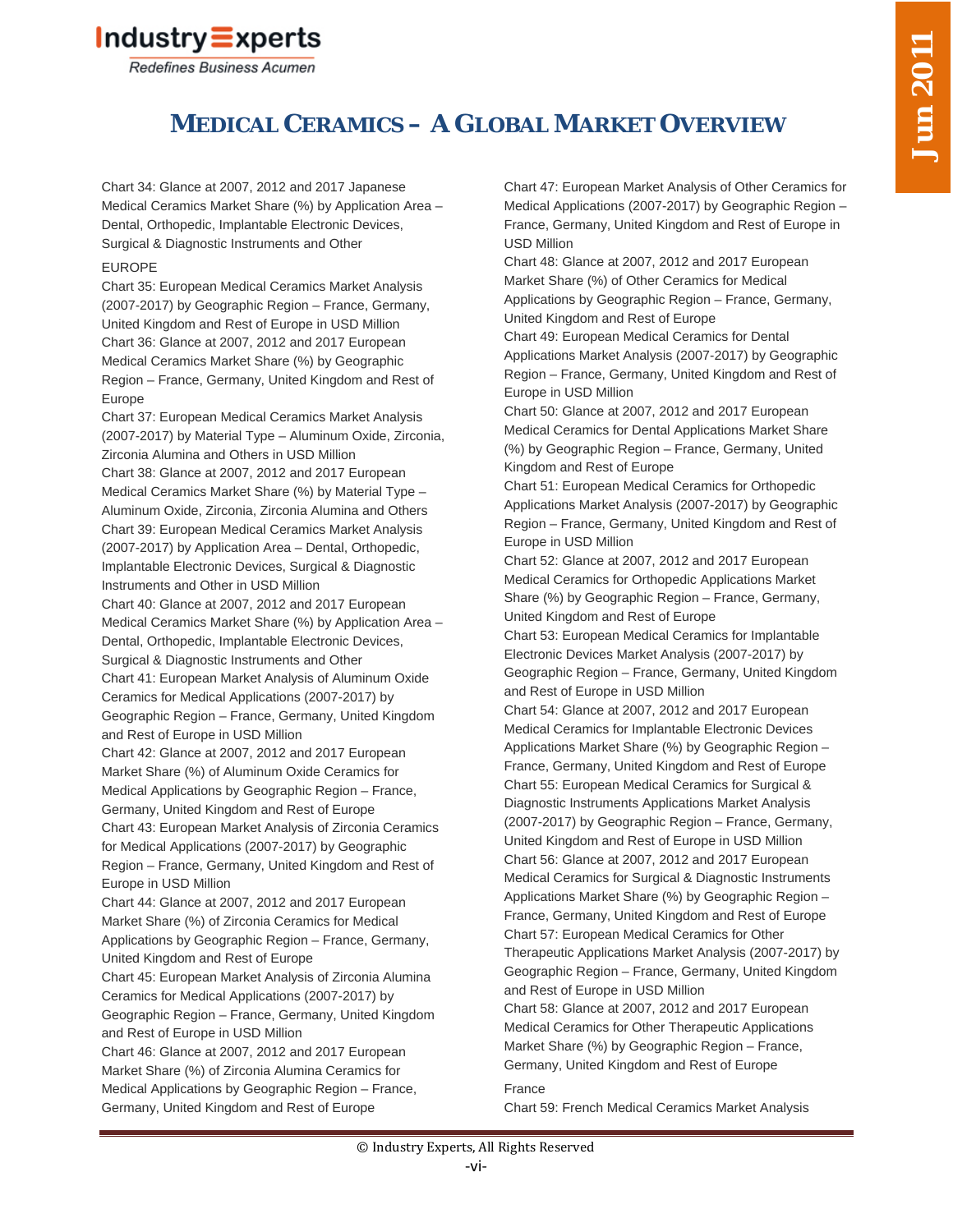# MEDICAL CERAMICS – A GLOBAL MARKET OVERVIEW

Chart 34: Glance at 2007, 2012 and 2017 Japanese Medical Ceramics Market Share (%) by Application Area – Dental, Orthopedic, Implantable Electronic Devices, Surgical & Diagnostic Instruments and Other

EUROPE

Chart 35: European Medical Ceramics Market Analysis (2007-2017) by Geographic Region – France, Germany, United Kingdom and Rest of Europe in USD Million

Chart 36: Glance at 2007, 2012 and 2017 European Medical Ceramics Market Share (%) by Geographic Region – France, Germany, United Kingdom and Rest of Europe

Chart 37: European Medical Ceramics Market Analysis (2007-2017) by Material Type – Aluminum Oxide, Zirconia, Zirconia Alumina and Others in USD Million

Chart 38: Glance at 2007, 2012 and 2017 European Medical Ceramics Market Share (%) by Material Type – Aluminum Oxide, Zirconia, Zirconia Alumina and Others

Chart 39: European Medical Ceramics Market Analysis (2007-2017) by Application Area – Dental, Orthopedic, Implantable Electronic Devices, Surgical & Diagnostic Instruments and Other in USD Million

Chart 40: Glance at 2007, 2012 and 2017 European Medical Ceramics Market Share (%) by Application Area – Dental, Orthopedic, Implantable Electronic Devices, Surgical & Diagnostic Instruments and Other

Chart 41: European Market Analysis of Aluminum Oxide Ceramics for Medical Applications (2007-2017) by Geographic Region – France, Germany, United Kingdom and Rest of Europe in USD Million

Chart 42: Glance at 2007, 2012 and 2017 European Market Share (%) of Aluminum Oxide Ceramics for Medical Applications by Geographic Region – France, Germany, United Kingdom and Rest of Europe

Chart 43: European Market Analysis of Zirconia Ceramics for Medical Applications (2007-2017) by Geographic Region – France, Germany, United Kingdom and Rest of Europe in USD Million

Chart 44: Glance at 2007, 2012 and 2017 European Market Share (%) of Zirconia Ceramics for Medical Applications by Geographic Region – France, Germany, United Kingdom and Rest of Europe

Chart 45: European Market Analysis of Zirconia Alumina Ceramics for Medical Applications (2007-2017) by Geographic Region – France, Germany, United Kingdom and Rest of Europe in USD Million

Chart 46: Glance at 2007, 2012 and 2017 European Market Share (%) of Zirconia Alumina Ceramics for Medical Applications by Geographic Region – France, Germany, United Kingdom and Rest of Europe

Chart 47: European Market Analysis of Other Ceramics for Medical Applications (2007-2017) by Geographic Region – France, Germany, United Kingdom and Rest of Europe in USD Million

Chart 48: Glance at 2007, 2012 and 2017 European Market Share (%) of Other Ceramics for Medical Applications by Geographic Region – France, Germany, United Kingdom and Rest of Europe

Chart 49: European Medical Ceramics for Dental Applications Market Analysis (2007-2017) by Geographic Region – France, Germany, United Kingdom and Rest of Europe in USD Million

Chart 50: Glance at 2007, 2012 and 2017 European Medical Ceramics for Dental Applications Market Share (%) by Geographic Region – France, Germany, United Kingdom and Rest of Europe

Chart 51: European Medical Ceramics for Orthopedic Applications Market Analysis (2007-2017) by Geographic Region – France, Germany, United Kingdom and Rest of Europe in USD Million

Chart 52: Glance at 2007, 2012 and 2017 European Medical Ceramics for Orthopedic Applications Market Share (%) by Geographic Region – France, Germany, United Kingdom and Rest of Europe

Chart 53: European Medical Ceramics for Implantable Electronic Devices Market Analysis (2007-2017) by Geographic Region – France, Germany, United Kingdom and Rest of Europe in USD Million

Chart 54: Glance at 2007, 2012 and 2017 European Medical Ceramics for Implantable Electronic Devices Applications Market Share (%) by Geographic Region – France, Germany, United Kingdom and Rest of Europe

Chart 55: European Medical Ceramics for Surgical & Diagnostic Instruments Applications Market Analysis (2007-2017) by Geographic Region – France, Germany, United Kingdom and Rest of Europe in USD Million

Chart 56: Glance at 2007, 2012 and 2017 European Medical Ceramics for Surgical & Diagnostic Instruments Applications Market Share (%) by Geographic Region – France, Germany, United Kingdom and Rest of Europe

Chart 57: European Medical Ceramics for Other Therapeutic Applications Market Analysis (2007-2017) by Geographic Region – France, Germany, United Kingdom and Rest of Europe in USD Million

Chart 58: Glance at 2007, 2012 and 2017 European Medical Ceramics for Other Therapeutic Applications Market Share (%) by Geographic Region – France, Germany, United Kingdom and Rest of Europe

France

Chart 59: French Medical Ceramics Market Analysis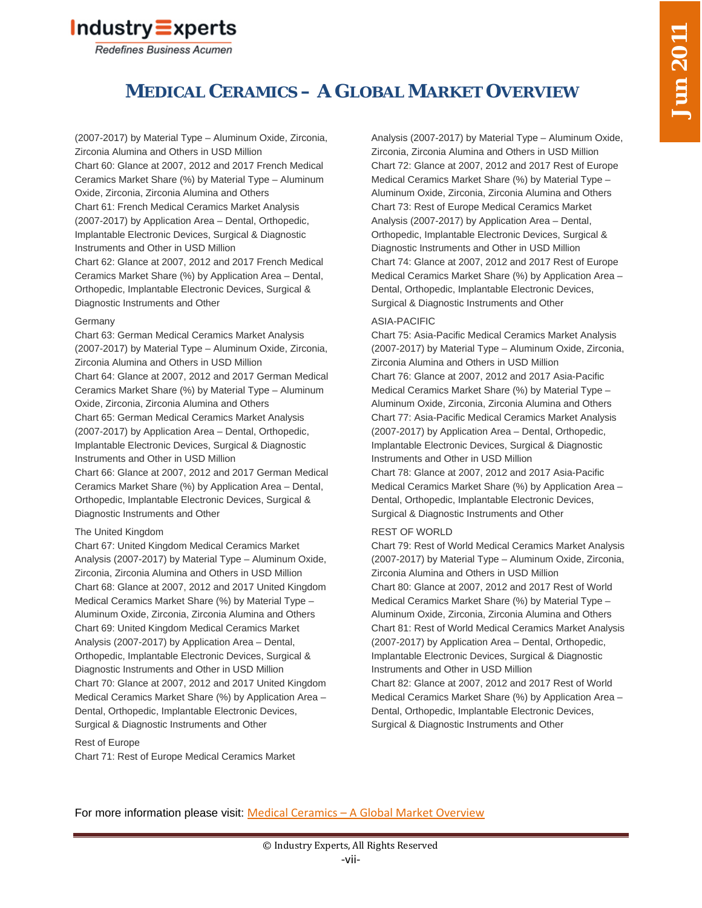(2007-2017) by Material Type – Aluminum Oxide, Zirconia, Zirconia Alumina and Others in USD Million
Chart 60: Glance at 2007, 2012 and 2017 French Medical Ceramics Market Share (%) by Material Type – Aluminum Oxide, Zirconia, Zirconia Alumina and Others
Chart 61: French Medical Ceramics Market Analysis (2007-2017) by Application Area – Dental, Orthopedic, Implantable Electronic Devices, Surgical & Diagnostic Instruments and Other in USD Million
Chart 62: Glance at 2007, 2012 and 2017 French Medical Ceramics Market Share (%) by Application Area – Dental, Orthopedic, Implantable Electronic Devices, Surgical & Diagnostic Instruments and Other

Germany
Chart 63: German Medical Ceramics Market Analysis (2007-2017) by Material Type – Aluminum Oxide, Zirconia, Zirconia Alumina and Others in USD Million
Chart 64: Glance at 2007, 2012 and 2017 German Medical Ceramics Market Share (%) by Material Type – Aluminum Oxide, Zirconia, Zirconia Alumina and Others
Chart 65: German Medical Ceramics Market Analysis (2007-2017) by Application Area – Dental, Orthopedic, Implantable Electronic Devices, Surgical & Diagnostic Instruments and Other in USD Million
Chart 66: Glance at 2007, 2012 and 2017 German Medical Ceramics Market Share (%) by Application Area – Dental, Orthopedic, Implantable Electronic Devices, Surgical & Diagnostic Instruments and Other

The United Kingdom
Chart 67: United Kingdom Medical Ceramics Market Analysis (2007-2017) by Material Type – Aluminum Oxide, Zirconia, Zirconia Alumina and Others in USD Million
Chart 68: Glance at 2007, 2012 and 2017 United Kingdom Medical Ceramics Market Share (%) by Material Type – Aluminum Oxide, Zirconia, Zirconia Alumina and Others
Chart 69: United Kingdom Medical Ceramics Market Analysis (2007-2017) by Application Area – Dental, Orthopedic, Implantable Electronic Devices, Surgical & Diagnostic Instruments and Other in USD Million
Chart 70: Glance at 2007, 2012 and 2017 United Kingdom Medical Ceramics Market Share (%) by Application Area – Dental, Orthopedic, Implantable Electronic Devices, Surgical & Diagnostic Instruments and Other

Rest of Europe
Chart 71: Rest of Europe Medical Ceramics Market Analysis (2007-2017) by Material Type – Aluminum Oxide, Zirconia, Zirconia Alumina and Others in USD Million
Chart 72: Glance at 2007, 2012 and 2017 Rest of Europe Medical Ceramics Market Share (%) by Material Type – Aluminum Oxide, Zirconia, Zirconia Alumina and Others
Chart 73: Rest of Europe Medical Ceramics Market Analysis (2007-2017) by Application Area – Dental, Orthopedic, Implantable Electronic Devices, Surgical & Diagnostic Instruments and Other in USD Million
Chart 74: Glance at 2007, 2012 and 2017 Rest of Europe Medical Ceramics Market Share (%) by Application Area – Dental, Orthopedic, Implantable Electronic Devices, Surgical & Diagnostic Instruments and Other

ASIA-PACIFIC
Chart 75: Asia-Pacific Medical Ceramics Market Analysis (2007-2017) by Material Type – Aluminum Oxide, Zirconia, Zirconia Alumina and Others in USD Million
Chart 76: Glance at 2007, 2012 and 2017 Asia-Pacific Medical Ceramics Market Share (%) by Material Type – Aluminum Oxide, Zirconia, Zirconia Alumina and Others
Chart 77: Asia-Pacific Medical Ceramics Market Analysis (2007-2017) by Application Area – Dental, Orthopedic, Implantable Electronic Devices, Surgical & Diagnostic Instruments and Other in USD Million
Chart 78: Glance at 2007, 2012 and 2017 Asia-Pacific Medical Ceramics Market Share (%) by Application Area – Dental, Orthopedic, Implantable Electronic Devices, Surgical & Diagnostic Instruments and Other

REST OF WORLD
Chart 79: Rest of World Medical Ceramics Market Analysis (2007-2017) by Material Type – Aluminum Oxide, Zirconia, Zirconia Alumina and Others in USD Million
Chart 80: Glance at 2007, 2012 and 2017 Rest of World Medical Ceramics Market Share (%) by Material Type – Aluminum Oxide, Zirconia, Zirconia Alumina and Others
Chart 81: Rest of World Medical Ceramics Market Analysis (2007-2017) by Application Area – Dental, Orthopedic, Implantable Electronic Devices, Surgical & Diagnostic Instruments and Other in USD Million
Chart 82: Glance at 2007, 2012 and 2017 Rest of World Medical Ceramics Market Share (%) by Application Area – Dental, Orthopedic, Implantable Electronic Devices, Surgical & Diagnostic Instruments and Other

For more information please visit: Medical Ceramics – A Global Market Overview

© Industry Experts, All Rights Reserved